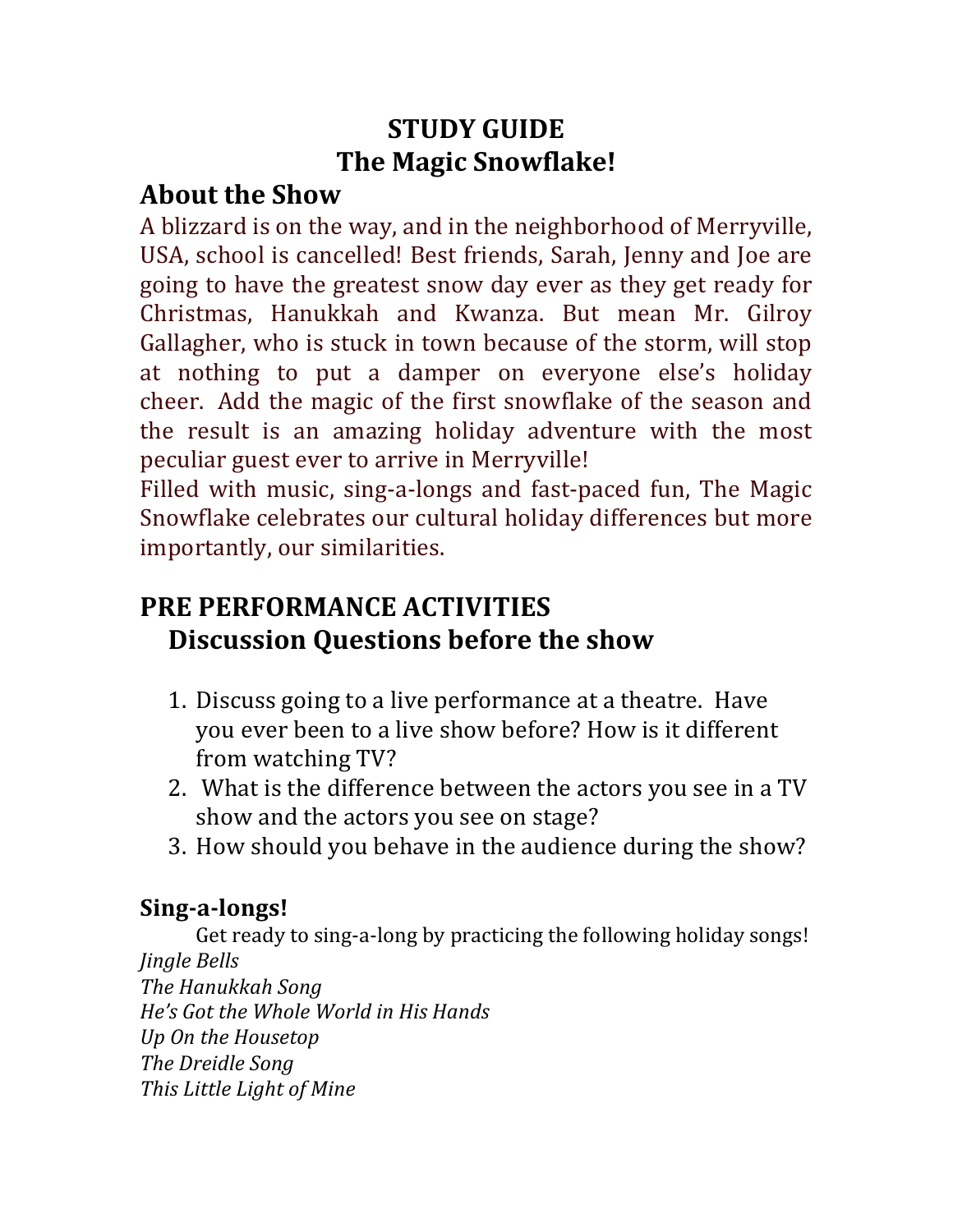# STUDY GUIDE
# The Magic Snowflake!

## About the Show

A blizzard is on the way, and in the neighborhood of Merryville, USA, school is cancelled! Best friends, Sarah, Jenny and Joe are going to have the greatest snow day ever as they get ready for Christmas, Hanukkah and Kwanza. But mean Mr. Gilroy Gallagher, who is stuck in town because of the storm, will stop at nothing to put a damper on everyone else's holiday cheer. Add the magic of the first snowflake of the season and the result is an amazing holiday adventure with the most peculiar guest ever to arrive in Merryville!

Filled with music, sing-a-longs and fast-paced fun, The Magic Snowflake celebrates our cultural holiday differences but more importantly, our similarities.

## PRE PERFORMANCE ACTIVITIES

### Discussion Questions before the show

1. Discuss going to a live performance at a theatre. Have you ever been to a live show before? How is it different from watching TV?
2. What is the difference between the actors you see in a TV show and the actors you see on stage?
3. How should you behave in the audience during the show?

### Sing-a-longs!

Get ready to sing-a-long by practicing the following holiday songs!

*Jingle Bells*
*The Hanukkah Song*
*He's Got the Whole World in His Hands*
*Up On the Housetop*
*The Dreidle Song*
*This Little Light of Mine*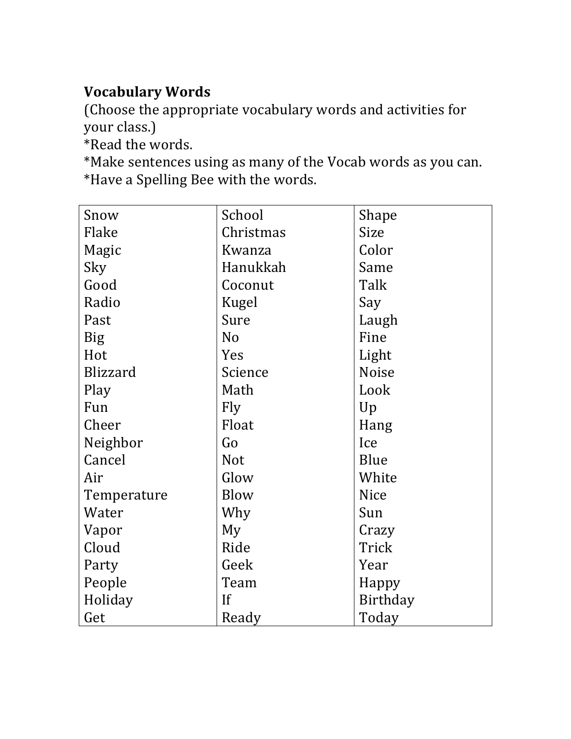**Vocabulary Words**
(Choose the appropriate vocabulary words and activities for your class.)
*Read the words.
*Make sentences using as many of the Vocab words as you can.
*Have a Spelling Bee with the words.

| | | |
|---|---|---|
| Snow | School | Shape |
| Flake | Christmas | Size |
| Magic | Kwanza | Color |
| Sky | Hanukkah | Same |
| Good | Coconut | Talk |
| Radio | Kugel | Say |
| Past | Sure | Laugh |
| Big | No | Fine |
| Hot | Yes | Light |
| Blizzard | Science | Noise |
| Play | Math | Look |
| Fun | Fly | Up |
| Cheer | Float | Hang |
| Neighbor | Go | Ice |
| Cancel | Not | Blue |
| Air | Glow | White |
| Temperature | Blow | Nice |
| Water | Why | Sun |
| Vapor | My | Crazy |
| Cloud | Ride | Trick |
| Party | Geek | Year |
| People | Team | Happy |
| Holiday | If | Birthday |
| Get | Ready | Today |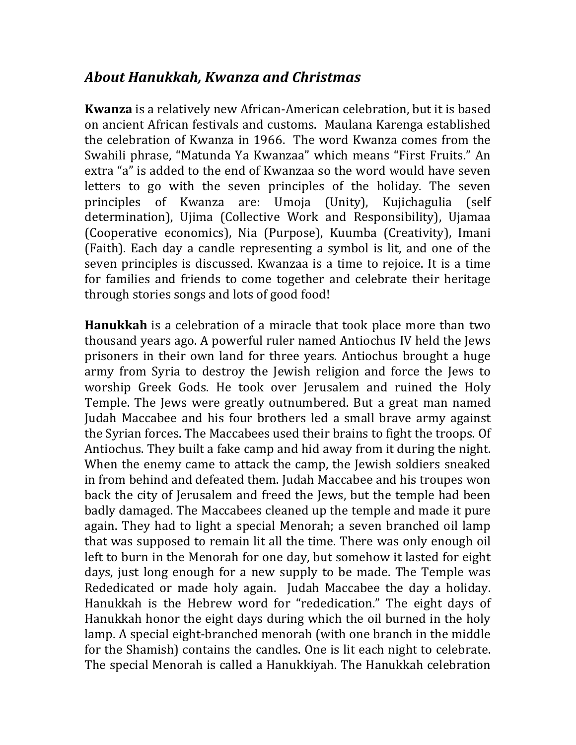## *About Hanukkah, Kwanza and Christmas*

**Kwanza** is a relatively new African-American celebration, but it is based on ancient African festivals and customs. Maulana Karenga established the celebration of Kwanza in 1966. The word Kwanza comes from the Swahili phrase, “Matunda Ya Kwanzaa” which means “First Fruits.” An extra “a” is added to the end of Kwanzaa so the word would have seven letters to go with the seven principles of the holiday. The seven principles of Kwanza are: Umoja (Unity), Kujichagulia (self determination), Ujima (Collective Work and Responsibility), Ujamaa (Cooperative economics), Nia (Purpose), Kuumba (Creativity), Imani (Faith). Each day a candle representing a symbol is lit, and one of the seven principles is discussed. Kwanzaa is a time to rejoice. It is a time for families and friends to come together and celebrate their heritage through stories songs and lots of good food!

**Hanukkah** is a celebration of a miracle that took place more than two thousand years ago. A powerful ruler named Antiochus IV held the Jews prisoners in their own land for three years. Antiochus brought a huge army from Syria to destroy the Jewish religion and force the Jews to worship Greek Gods. He took over Jerusalem and ruined the Holy Temple. The Jews were greatly outnumbered. But a great man named Judah Maccabee and his four brothers led a small brave army against the Syrian forces. The Maccabees used their brains to fight the troops. Of Antiochus. They built a fake camp and hid away from it during the night. When the enemy came to attack the camp, the Jewish soldiers sneaked in from behind and defeated them. Judah Maccabee and his troupes won back the city of Jerusalem and freed the Jews, but the temple had been badly damaged. The Maccabees cleaned up the temple and made it pure again. They had to light a special Menorah; a seven branched oil lamp that was supposed to remain lit all the time. There was only enough oil left to burn in the Menorah for one day, but somehow it lasted for eight days, just long enough for a new supply to be made. The Temple was Rededicated or made holy again. Judah Maccabee the day a holiday. Hanukkah is the Hebrew word for “rededication.” The eight days of Hanukkah honor the eight days during which the oil burned in the holy lamp. A special eight-branched menorah (with one branch in the middle for the Shamish) contains the candles. One is lit each night to celebrate. The special Menorah is called a Hanukkiyah. The Hanukkah celebration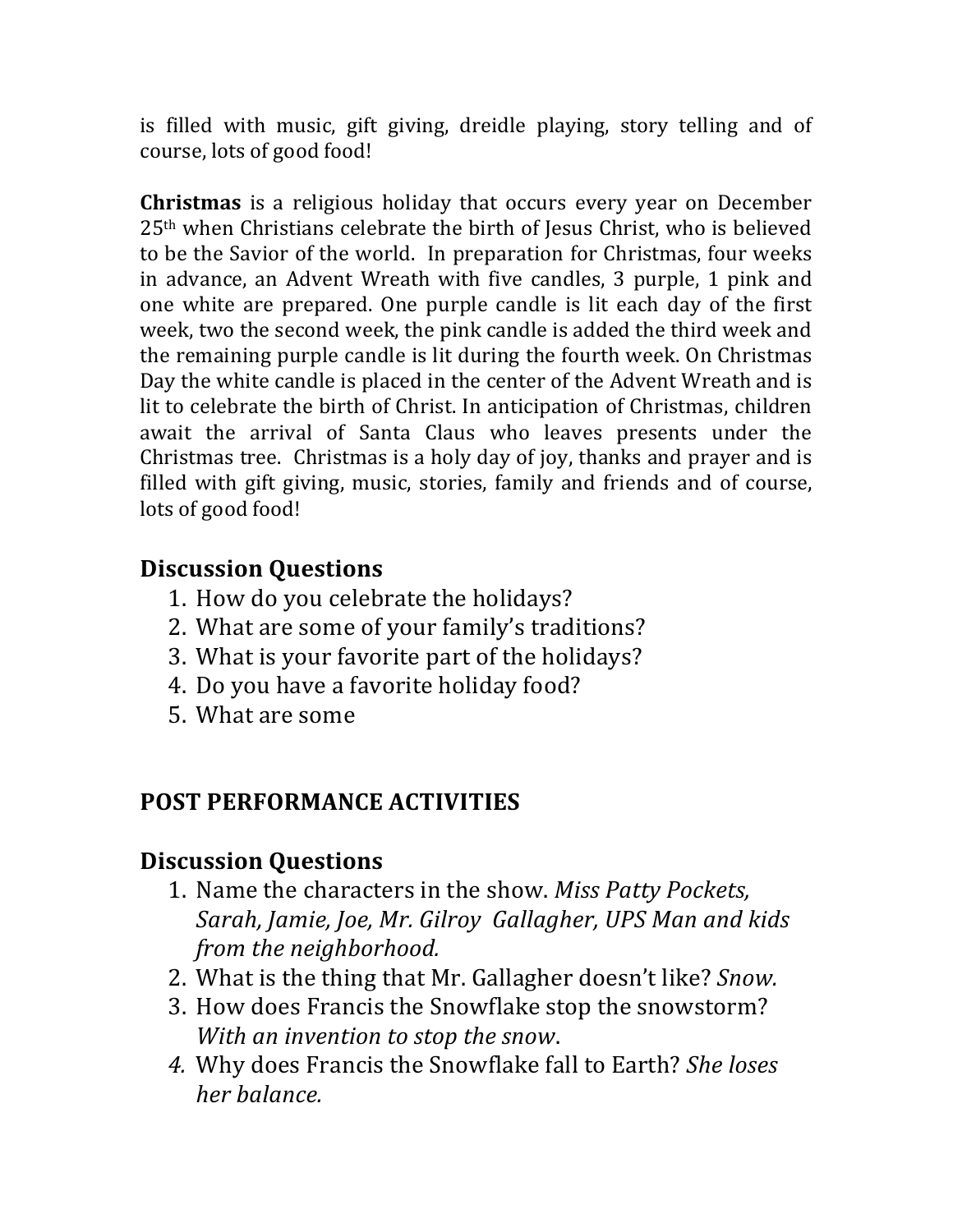is filled with music, gift giving, dreidle playing, story telling and of course, lots of good food!

**Christmas** is a religious holiday that occurs every year on December 25th when Christians celebrate the birth of Jesus Christ, who is believed to be the Savior of the world. In preparation for Christmas, four weeks in advance, an Advent Wreath with five candles, 3 purple, 1 pink and one white are prepared. One purple candle is lit each day of the first week, two the second week, the pink candle is added the third week and the remaining purple candle is lit during the fourth week. On Christmas Day the white candle is placed in the center of the Advent Wreath and is lit to celebrate the birth of Christ. In anticipation of Christmas, children await the arrival of Santa Claus who leaves presents under the Christmas tree. Christmas is a holy day of joy, thanks and prayer and is filled with gift giving, music, stories, family and friends and of course, lots of good food!

## Discussion Questions

1. How do you celebrate the holidays?
2. What are some of your family's traditions?
3. What is your favorite part of the holidays?
4. Do you have a favorite holiday food?
5. What are some

## POST PERFORMANCE ACTIVITIES

## Discussion Questions

1. Name the characters in the show. *Miss Patty Pockets, Sarah, Jamie, Joe, Mr. Gilroy Gallagher, UPS Man and kids from the neighborhood.*
2. What is the thing that Mr. Gallagher doesn't like? *Snow.*
3. How does Francis the Snowflake stop the snowstorm? *With an invention to stop the snow*.
4. Why does Francis the Snowflake fall to Earth? *She loses her balance.*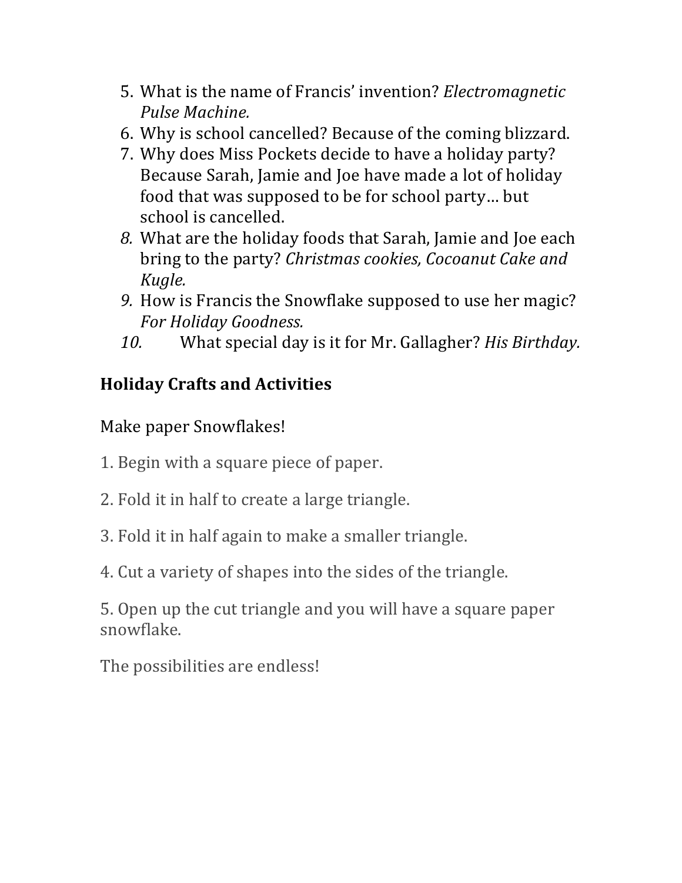5. What is the name of Francis' invention? *Electromagnetic Pulse Machine.*
6. Why is school cancelled? Because of the coming blizzard.
7. Why does Miss Pockets decide to have a holiday party? Because Sarah, Jamie and Joe have made a lot of holiday food that was supposed to be for school party… but school is cancelled.
8. What are the holiday foods that Sarah, Jamie and Joe each bring to the party? *Christmas cookies, Cocoanut Cake and Kugle.*
9. How is Francis the Snowflake supposed to use her magic? *For Holiday Goodness.*
10. What special day is it for Mr. Gallagher? *His Birthday.*

**Holiday Crafts and Activities**

Make paper Snowflakes!

1. Begin with a square piece of paper.

2. Fold it in half to create a large triangle.

3. Fold it in half again to make a smaller triangle.

4. Cut a variety of shapes into the sides of the triangle.

5. Open up the cut triangle and you will have a square paper snowflake.

The possibilities are endless!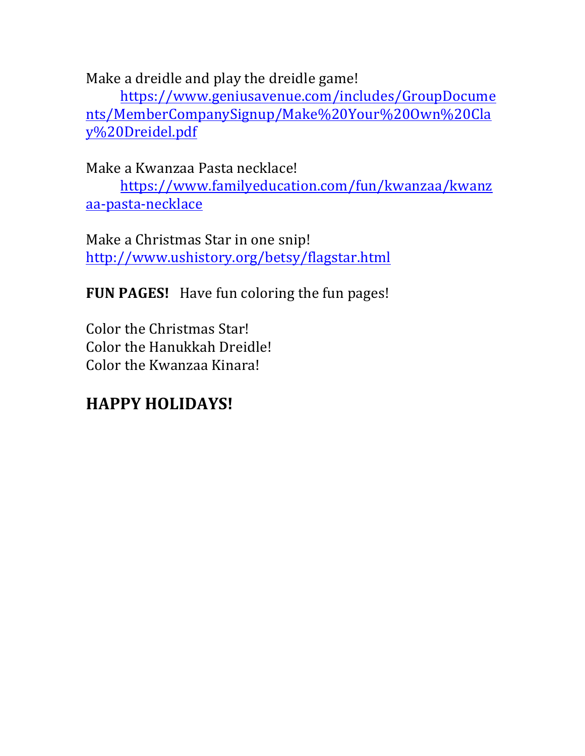Make a dreidle and play the dreidle game!

[https://www.geniusavenue.com/includes/GroupDocuments/MemberCompanySignup/Make%20Your%20Own%20Clay%20Dreidel.pdf](https://www.geniusavenue.com/includes/GroupDocuments/MemberCompanySignup/Make%20Your%20Own%20Clay%20Dreidel.pdf)

Make a Kwanzaa Pasta necklace!

[https://www.familyeducation.com/fun/kwanzaa/kwanzaa-pasta-necklace](https://www.familyeducation.com/fun/kwanzaa/kwanzaa-pasta-necklace)

Make a Christmas Star in one snip!
[http://www.ushistory.org/betsy/flagstar.html](http://www.ushistory.org/betsy/flagstar.html)

**FUN PAGES!** Have fun coloring the fun pages!

Color the Christmas Star!
Color the Hanukkah Dreidle!
Color the Kwanzaa Kinara!

## HAPPY HOLIDAYS!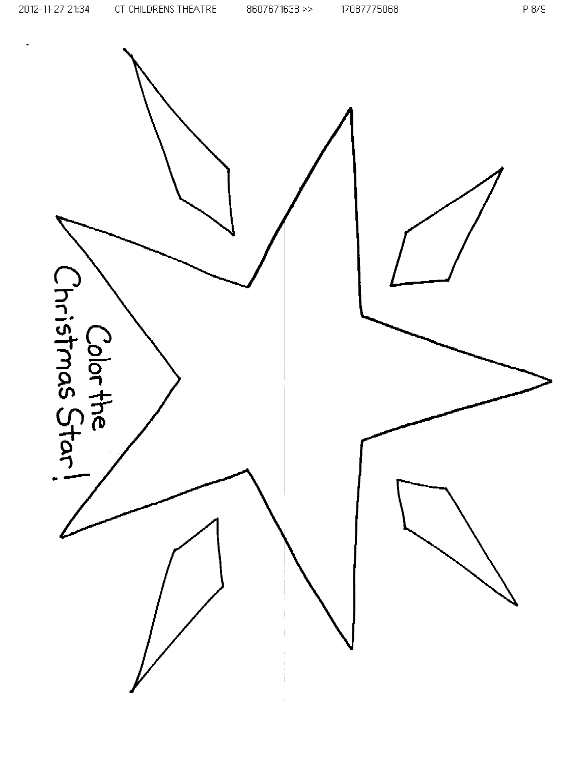Color the Christmas Star!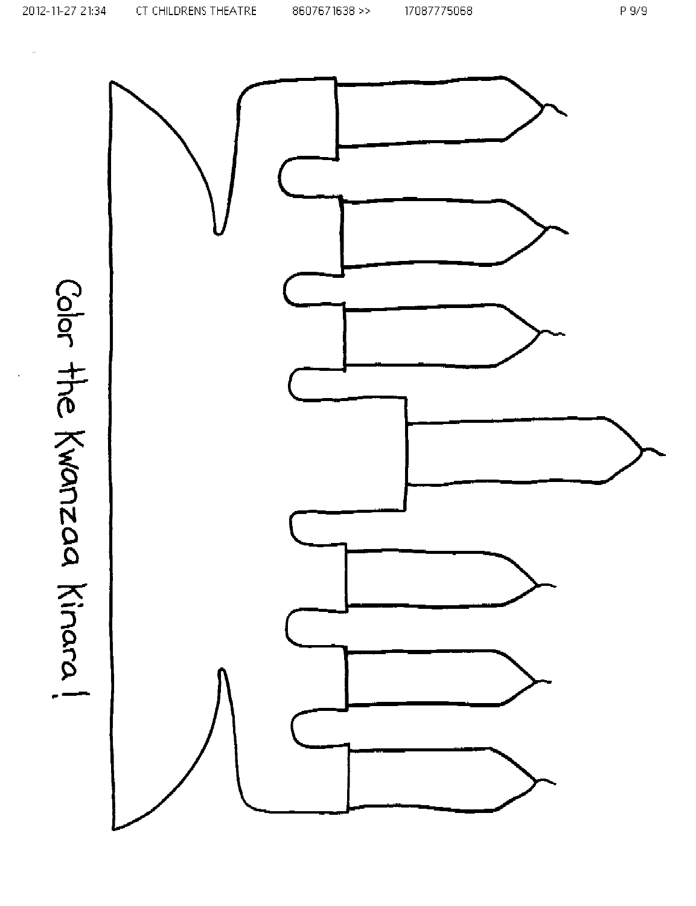Color the Kwanzaa Kinara!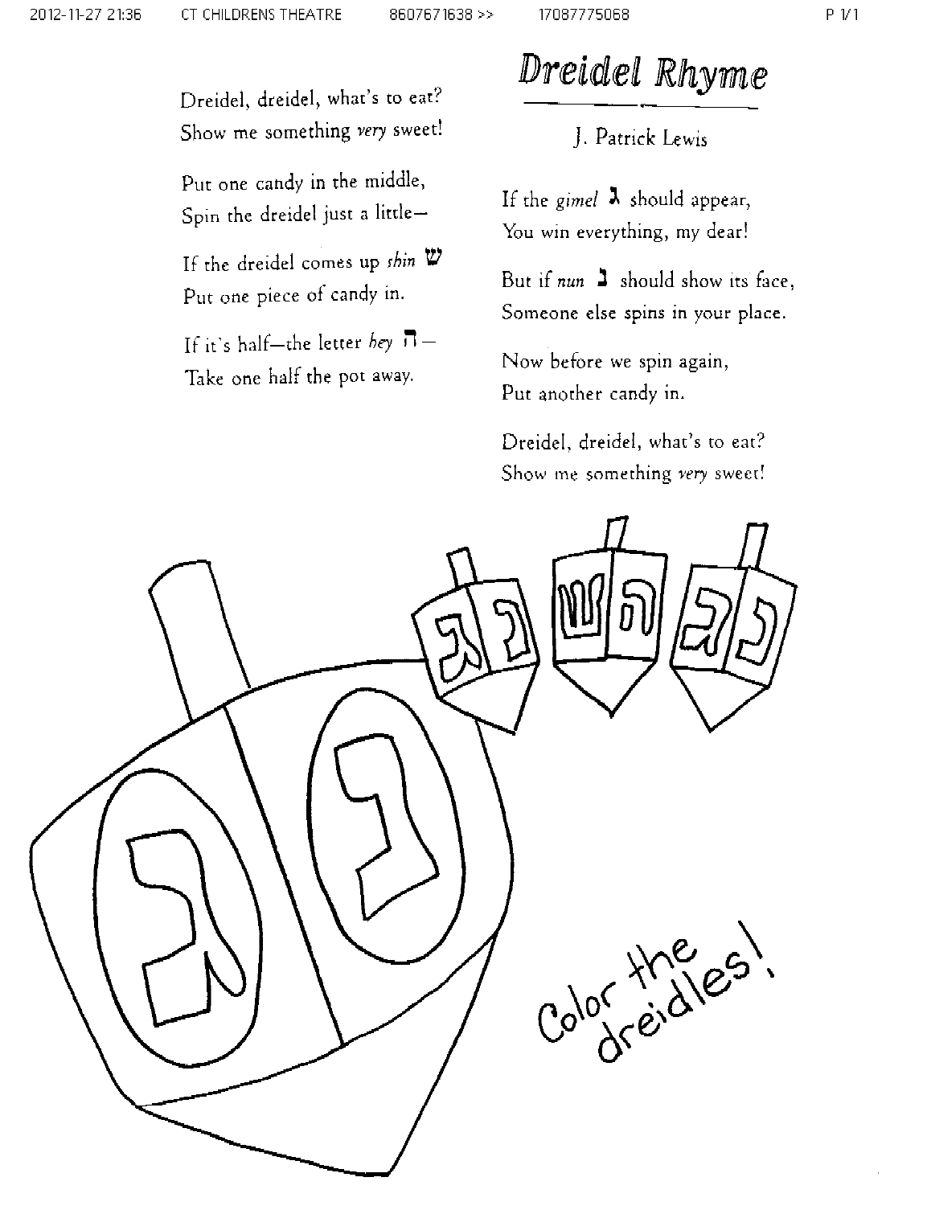# Dreidel Rhyme

J. Patrick Lewis

Dreidel, dreidel, what's to eat?
Show me something *very* sweet!

Put one candy in the middle,
Spin the dreidel just a little—

If the dreidel comes up *shin* ש
Put one piece of candy in.

If it's half—the letter *hey* ה—
Take one half the pot away.

If the *gimel* ג should appear,
You win everything, my dear!

But if *nun* נ should show its face,
Someone else spins in your place.

Now before we spin again,
Put another candy in.

Dreidel, dreidel, what's to eat?
Show me something *very* sweet!

Color the dreidles!